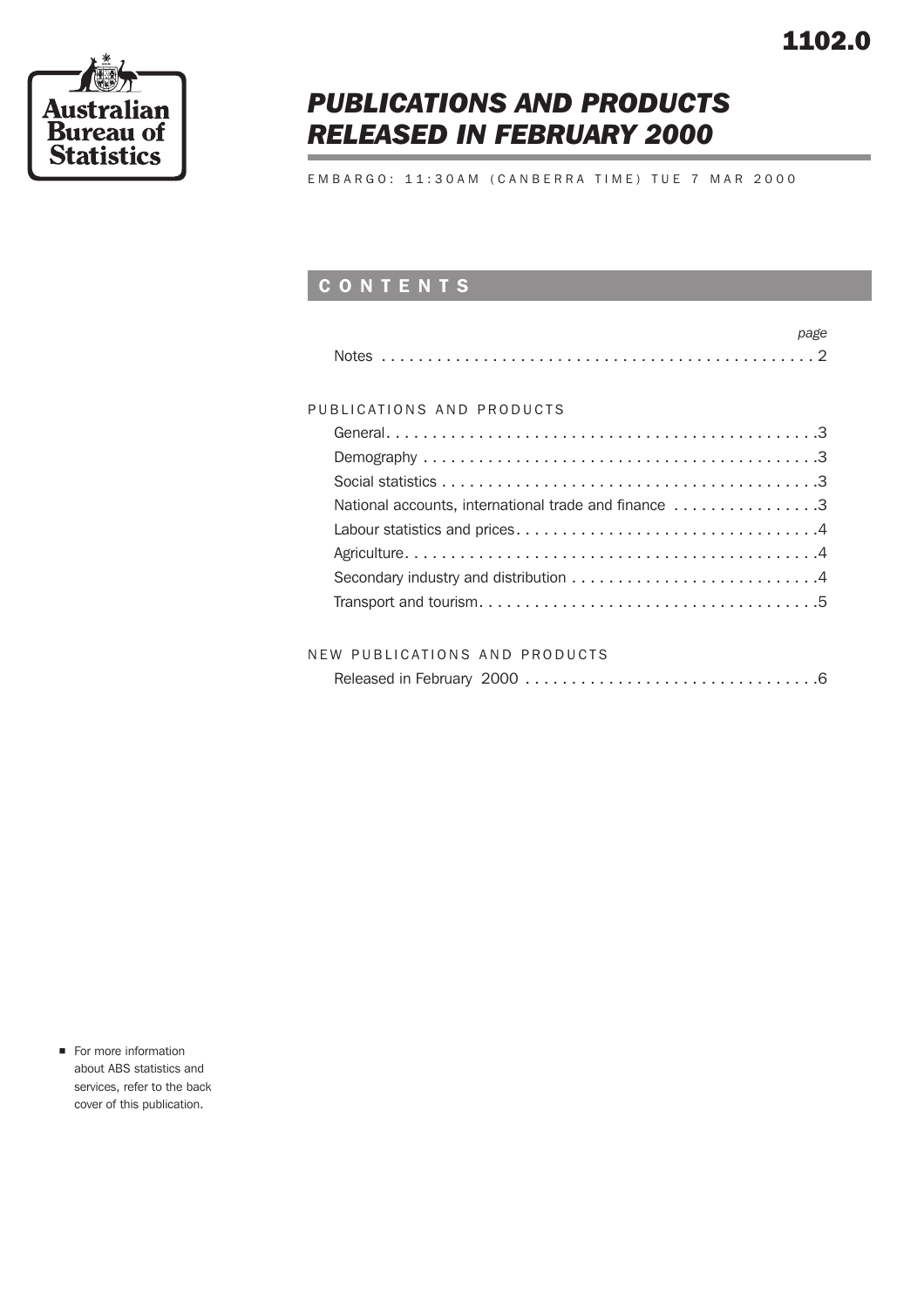1102.0

Australian Bureau of Statistics

# PUBLICATIONS AND PRODUCTS RELEASED IN FEBRUARY 2000

EMBARGO: 11:30AM (CANBERRA TIME) TUE 7 MAR 2000

## CONTENTS

| | page |
|---|---|
| Notes | 2 |
| **PUBLICATIONS AND PRODUCTS** | |
| General | 3 |
| Demography | 3 |
| Social statistics | 3 |
| National accounts, international trade and finance | 3 |
| Labour statistics and prices | 4 |
| Agriculture | 4 |
| Secondary industry and distribution | 4 |
| Transport and tourism | 5 |
| **NEW PUBLICATIONS AND PRODUCTS** | |
| Released in February 2000 | 6 |

- For more information about ABS statistics and services, refer to the back cover of this publication.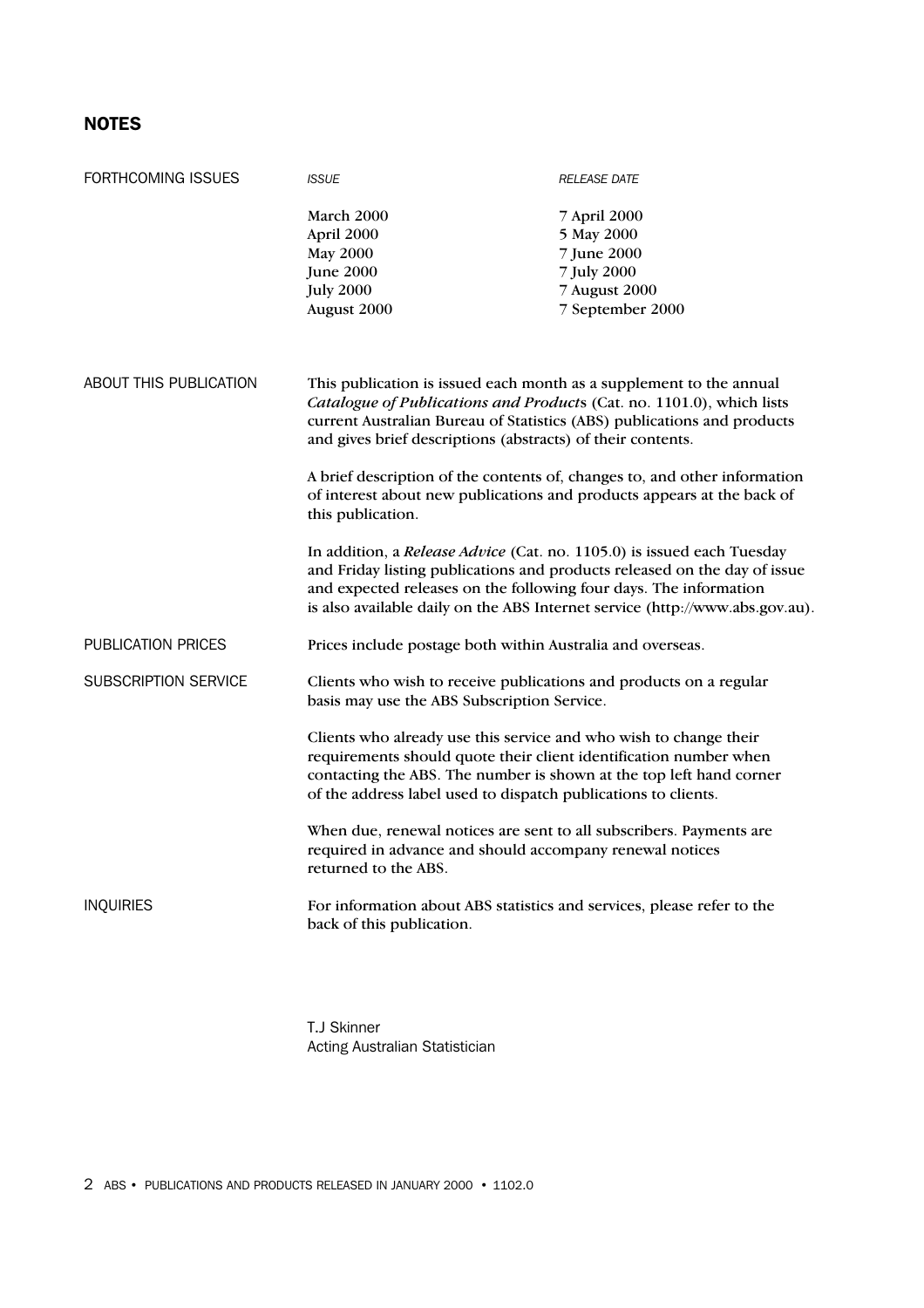## NOTES

### FORTHCOMING ISSUES

| *ISSUE* | *RELEASE DATE* |
| --- | --- |
| March 2000 | 7 April 2000 |
| April 2000 | 5 May 2000 |
| May 2000 | 7 June 2000 |
| June 2000 | 7 July 2000 |
| July 2000 | 7 August 2000 |
| August 2000 | 7 September 2000 |

### ABOUT THIS PUBLICATION

This publication is issued each month as a supplement to the annual *Catalogue of Publications and Products* (Cat. no. 1101.0), which lists current Australian Bureau of Statistics (ABS) publications and products and gives brief descriptions (abstracts) of their contents.

A brief description of the contents of, changes to, and other information of interest about new publications and products appears at the back of this publication.

In addition, a *Release Advice* (Cat. no. 1105.0) is issued each Tuesday and Friday listing publications and products released on the day of issue and expected releases on the following four days. The information is also available daily on the ABS Internet service (http://www.abs.gov.au).

### PUBLICATION PRICES

Prices include postage both within Australia and overseas.

### SUBSCRIPTION SERVICE

Clients who wish to receive publications and products on a regular basis may use the ABS Subscription Service.

Clients who already use this service and who wish to change their requirements should quote their client identification number when contacting the ABS. The number is shown at the top left hand corner of the address label used to dispatch publications to clients.

When due, renewal notices are sent to all subscribers. Payments are required in advance and should accompany renewal notices returned to the ABS.

### INQUIRIES

For information about ABS statistics and services, please refer to the back of this publication.

T.J Skinner
Acting Australian Statistician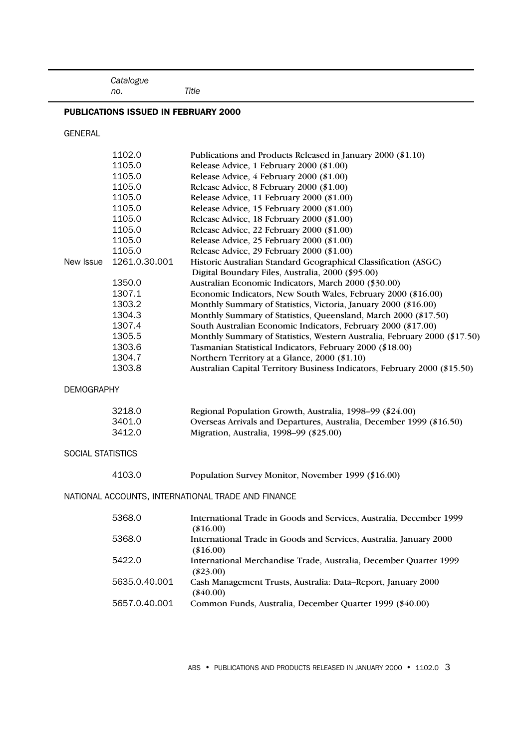| | Catalogue no. | Title |
|---|---|---|
| **PUBLICATIONS ISSUED IN FEBRUARY 2000** | | |
| GENERAL | | |
| | 1102.0 | Publications and Products Released in January 2000 ($1.10) |
| | 1105.0 | Release Advice, 1 February 2000 ($1.00) |
| | 1105.0 | Release Advice, 4 February 2000 ($1.00) |
| | 1105.0 | Release Advice, 8 February 2000 ($1.00) |
| | 1105.0 | Release Advice, 11 February 2000 ($1.00) |
| | 1105.0 | Release Advice, 15 February 2000 ($1.00) |
| | 1105.0 | Release Advice, 18 February 2000 ($1.00) |
| | 1105.0 | Release Advice, 22 February 2000 ($1.00) |
| | 1105.0 | Release Advice, 25 February 2000 ($1.00) |
| | 1105.0 | Release Advice, 29 February 2000 ($1.00) |
| New Issue | 1261.0.30.001 | Historic Australian Standard Geographical Classification (ASGC) Digital Boundary Files, Australia, 2000 ($95.00) |
| | 1350.0 | Australian Economic Indicators, March 2000 ($30.00) |
| | 1307.1 | Economic Indicators, New South Wales, February 2000 ($16.00) |
| | 1303.2 | Monthly Summary of Statistics, Victoria, January 2000 ($16.00) |
| | 1304.3 | Monthly Summary of Statistics, Queensland, March 2000 ($17.50) |
| | 1307.4 | South Australian Economic Indicators, February 2000 ($17.00) |
| | 1305.5 | Monthly Summary of Statistics, Western Australia, February 2000 ($17.50) |
| | 1303.6 | Tasmanian Statistical Indicators, February 2000 ($18.00) |
| | 1304.7 | Northern Territory at a Glance, 2000 ($1.10) |
| | 1303.8 | Australian Capital Territory Business Indicators, February 2000 ($15.50) |
| DEMOGRAPHY | | |
| | 3218.0 | Regional Population Growth, Australia, 1998–99 ($24.00) |
| | 3401.0 | Overseas Arrivals and Departures, Australia, December 1999 ($16.50) |
| | 3412.0 | Migration, Australia, 1998–99 ($25.00) |
| SOCIAL STATISTICS | | |
| | 4103.0 | Population Survey Monitor, November 1999 ($16.00) |
| NATIONAL ACCOUNTS, INTERNATIONAL TRADE AND FINANCE | | |
| | 5368.0 | International Trade in Goods and Services, Australia, December 1999 ($16.00) |
| | 5368.0 | International Trade in Goods and Services, Australia, January 2000 ($16.00) |
| | 5422.0 | International Merchandise Trade, Australia, December Quarter 1999 ($23.00) |
| | 5635.0.40.001 | Cash Management Trusts, Australia: Data–Report, January 2000 ($40.00) |
| | 5657.0.40.001 | Common Funds, Australia, December Quarter 1999 ($40.00) |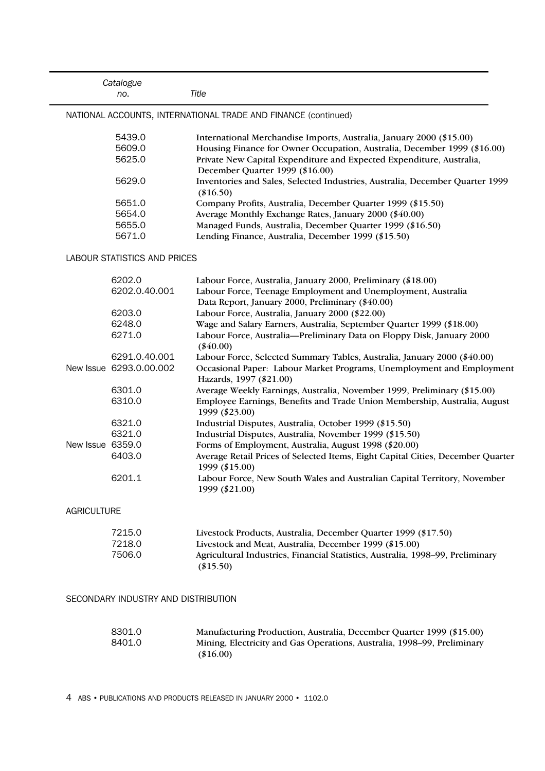| Catalogue no. | Title |
|---|---|
| **NATIONAL ACCOUNTS, INTERNATIONAL TRADE AND FINANCE (continued)** | |
| 5439.0 | International Merchandise Imports, Australia, January 2000 ($15.00) |
| 5609.0 | Housing Finance for Owner Occupation, Australia, December 1999 ($16.00) |
| 5625.0 | Private New Capital Expenditure and Expected Expenditure, Australia, December Quarter 1999 ($16.00) |
| 5629.0 | Inventories and Sales, Selected Industries, Australia, December Quarter 1999 ($16.50) |
| 5651.0 | Company Profits, Australia, December Quarter 1999 ($15.50) |
| 5654.0 | Average Monthly Exchange Rates, January 2000 ($40.00) |
| 5655.0 | Managed Funds, Australia, December Quarter 1999 ($16.50) |
| 5671.0 | Lending Finance, Australia, December 1999 ($15.50) |
| **LABOUR STATISTICS AND PRICES** | |
| 6202.0 | Labour Force, Australia, January 2000, Preliminary ($18.00) |
| 6202.0.40.001 | Labour Force, Teenage Employment and Unemployment, Australia Data Report, January 2000, Preliminary ($40.00) |
| 6203.0 | Labour Force, Australia, January 2000 ($22.00) |
| 6248.0 | Wage and Salary Earners, Australia, September Quarter 1999 ($18.00) |
| 6271.0 | Labour Force, Australia—Preliminary Data on Floppy Disk, January 2000 ($40.00) |
| 6291.0.40.001 | Labour Force, Selected Summary Tables, Australia, January 2000 ($40.00) |
| New Issue 6293.0.00.002 | Occasional Paper: Labour Market Programs, Unemployment and Employment Hazards, 1997 ($21.00) |
| 6301.0 | Average Weekly Earnings, Australia, November 1999, Preliminary ($15.00) |
| 6310.0 | Employee Earnings, Benefits and Trade Union Membership, Australia, August 1999 ($23.00) |
| 6321.0 | Industrial Disputes, Australia, October 1999 ($15.50) |
| 6321.0 | Industrial Disputes, Australia, November 1999 ($15.50) |
| New Issue 6359.0 | Forms of Employment, Australia, August 1998 ($20.00) |
| 6403.0 | Average Retail Prices of Selected Items, Eight Capital Cities, December Quarter 1999 ($15.00) |
| 6201.1 | Labour Force, New South Wales and Australian Capital Territory, November 1999 ($21.00) |
| **AGRICULTURE** | |
| 7215.0 | Livestock Products, Australia, December Quarter 1999 ($17.50) |
| 7218.0 | Livestock and Meat, Australia, December 1999 ($15.00) |
| 7506.0 | Agricultural Industries, Financial Statistics, Australia, 1998–99, Preliminary ($15.50) |
| **SECONDARY INDUSTRY AND DISTRIBUTION** | |
| 8301.0 | Manufacturing Production, Australia, December Quarter 1999 ($15.00) |
| 8401.0 | Mining, Electricity and Gas Operations, Australia, 1998–99, Preliminary ($16.00) |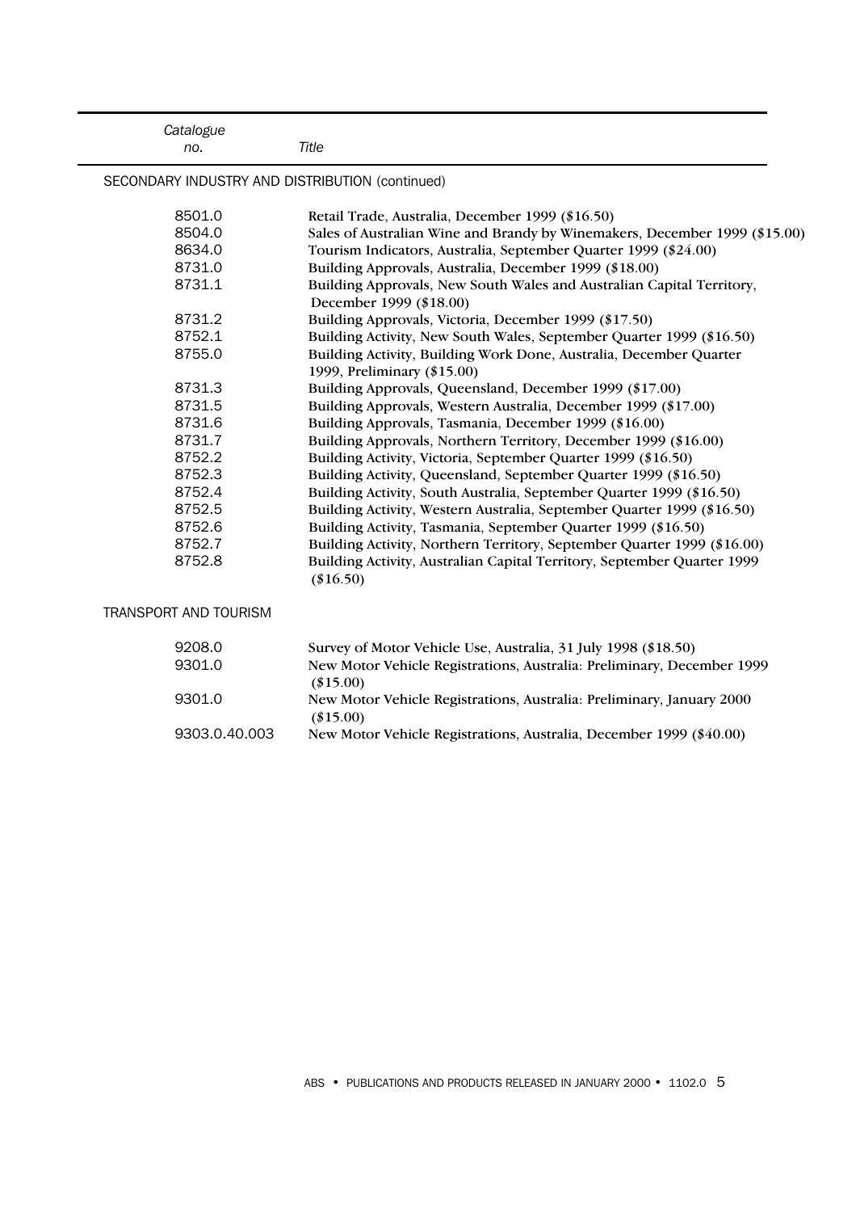| Catalogue no. | Title |
| --- | --- |
| SECONDARY INDUSTRY AND DISTRIBUTION (continued) | |
| 8501.0 | Retail Trade, Australia, December 1999 ($16.50) |
| 8504.0 | Sales of Australian Wine and Brandy by Winemakers, December 1999 ($15.00) |
| 8634.0 | Tourism Indicators, Australia, September Quarter 1999 ($24.00) |
| 8731.0 | Building Approvals, Australia, December 1999 ($18.00) |
| 8731.1 | Building Approvals, New South Wales and Australian Capital Territory, December 1999 ($18.00) |
| 8731.2 | Building Approvals, Victoria, December 1999 ($17.50) |
| 8752.1 | Building Activity, New South Wales, September Quarter 1999 ($16.50) |
| 8755.0 | Building Activity, Building Work Done, Australia, December Quarter 1999, Preliminary ($15.00) |
| 8731.3 | Building Approvals, Queensland, December 1999 ($17.00) |
| 8731.5 | Building Approvals, Western Australia, December 1999 ($17.00) |
| 8731.6 | Building Approvals, Tasmania, December 1999 ($16.00) |
| 8731.7 | Building Approvals, Northern Territory, December 1999 ($16.00) |
| 8752.2 | Building Activity, Victoria, September Quarter 1999 ($16.50) |
| 8752.3 | Building Activity, Queensland, September Quarter 1999 ($16.50) |
| 8752.4 | Building Activity, South Australia, September Quarter 1999 ($16.50) |
| 8752.5 | Building Activity, Western Australia, September Quarter 1999 ($16.50) |
| 8752.6 | Building Activity, Tasmania, September Quarter 1999 ($16.50) |
| 8752.7 | Building Activity, Northern Territory, September Quarter 1999 ($16.00) |
| 8752.8 | Building Activity, Australian Capital Territory, September Quarter 1999 ($16.50) |
| TRANSPORT AND TOURISM | |
| 9208.0 | Survey of Motor Vehicle Use, Australia, 31 July 1998 ($18.50) |
| 9301.0 | New Motor Vehicle Registrations, Australia: Preliminary, December 1999 ($15.00) |
| 9301.0 | New Motor Vehicle Registrations, Australia: Preliminary, January 2000 ($15.00) |
| 9303.0.40.003 | New Motor Vehicle Registrations, Australia, December 1999 ($40.00) |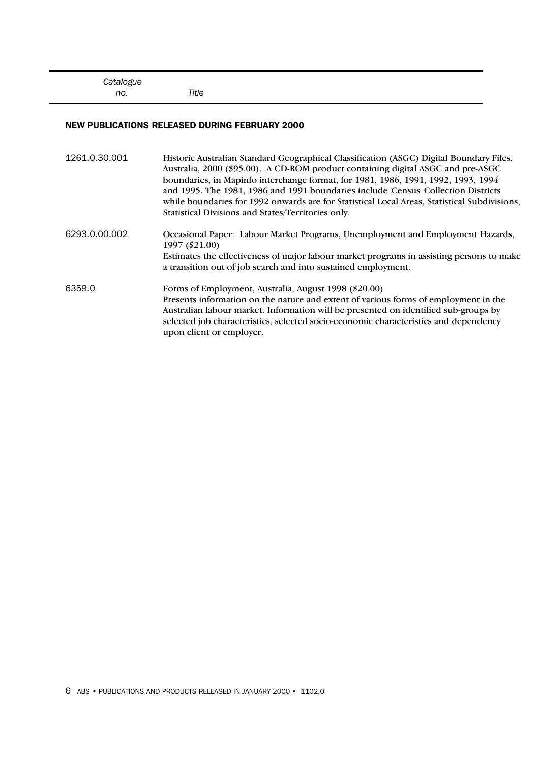| Catalogue no. | Title |
|---|---|

**NEW PUBLICATIONS RELEASED DURING FEBRUARY 2000**

| | |
|---|---|
| 1261.0.30.001 | Historic Australian Standard Geographical Classification (ASGC) Digital Boundary Files, Australia, 2000 ($95.00). A CD-ROM product containing digital ASGC and pre-ASGC boundaries, in Mapinfo interchange format, for 1981, 1986, 1991, 1992, 1993, 1994 and 1995. The 1981, 1986 and 1991 boundaries include Census Collection Districts while boundaries for 1992 onwards are for Statistical Local Areas, Statistical Subdivisions, Statistical Divisions and States/Territories only. |
| 6293.0.00.002 | Occasional Paper: Labour Market Programs, Unemployment and Employment Hazards, 1997 ($21.00) Estimates the effectiveness of major labour market programs in assisting persons to make a transition out of job search and into sustained employment. |
| 6359.0 | Forms of Employment, Australia, August 1998 ($20.00) Presents information on the nature and extent of various forms of employment in the Australian labour market. Information will be presented on identified sub-groups by selected job characteristics, selected socio-economic characteristics and dependency upon client or employer. |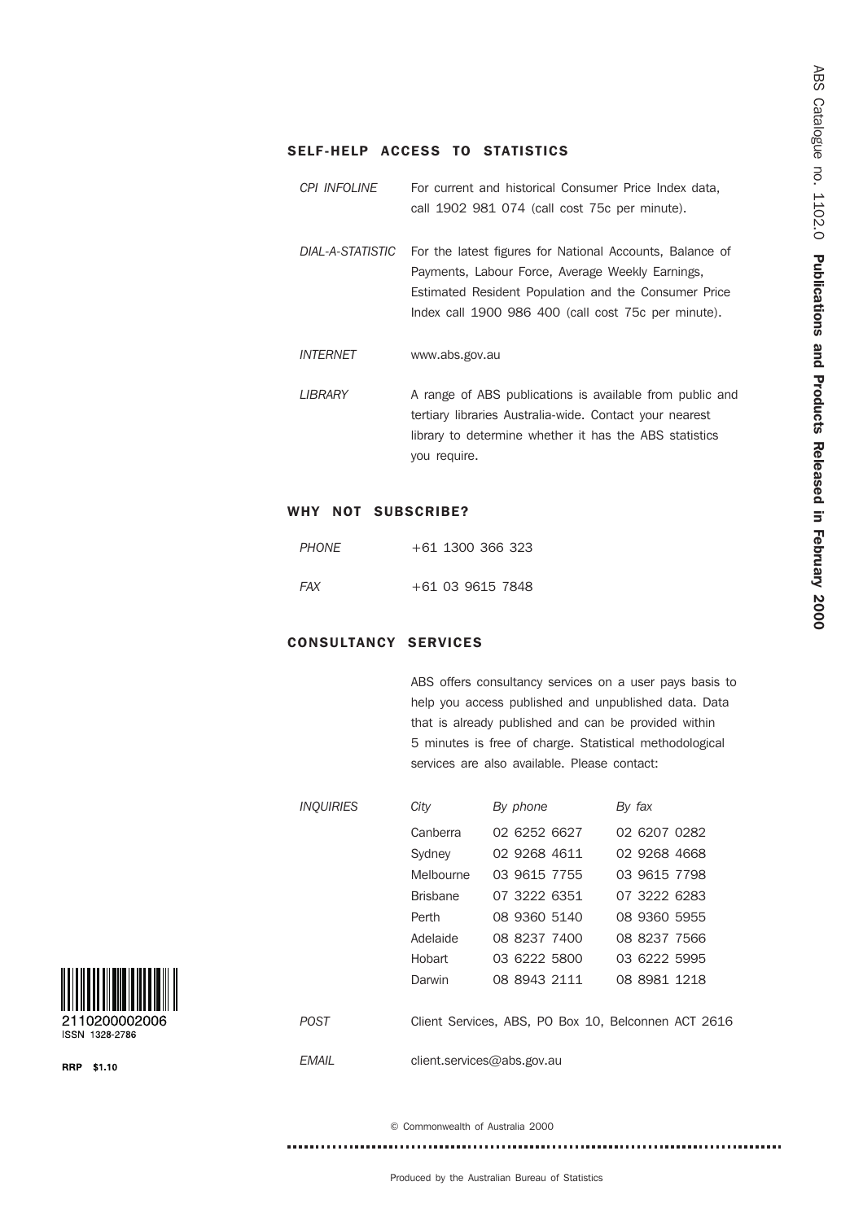## SELF-HELP ACCESS TO STATISTICS

| | |
|---|---|
| *CPI INFOLINE* | For current and historical Consumer Price Index data, call 1902 981 074 (call cost 75c per minute). |
| *DIAL-A-STATISTIC* | For the latest figures for National Accounts, Balance of Payments, Labour Force, Average Weekly Earnings, Estimated Resident Population and the Consumer Price Index call 1900 986 400 (call cost 75c per minute). |
| *INTERNET* | www.abs.gov.au |
| *LIBRARY* | A range of ABS publications is available from public and tertiary libraries Australia-wide. Contact your nearest library to determine whether it has the ABS statistics you require. |

## WHY NOT SUBSCRIBE?

| | |
|---|---|
| *PHONE* | +61 1300 366 323 |
| *FAX* | +61 03 9615 7848 |

## CONSULTANCY SERVICES

ABS offers consultancy services on a user pays basis to help you access published and unpublished data. Data that is already published and can be provided within 5 minutes is free of charge. Statistical methodological services are also available. Please contact:

| *INQUIRIES* | *City* | *By phone* | *By fax* |
|---|---|---|---|
| | Canberra | 02 6252 6627 | 02 6207 0282 |
| | Sydney | 02 9268 4611 | 02 9268 4668 |
| | Melbourne | 03 9615 7755 | 03 9615 7798 |
| | Brisbane | 07 3222 6351 | 07 3222 6283 |
| | Perth | 08 9360 5140 | 08 9360 5955 |
| | Adelaide | 08 8237 7400 | 08 8237 7566 |
| | Hobart | 03 6222 5800 | 03 6222 5995 |
| | Darwin | 08 8943 2111 | 08 8981 1218 |

| | |
|---|---|
| *POST* | Client Services, ABS, PO Box 10, Belconnen ACT 2616 |
| *EMAIL* | client.services@abs.gov.au |

2110200002006

ISSN 1328-2786

**RRP $1.10**

© Commonwealth of Australia 2000

Produced by the Australian Bureau of Statistics